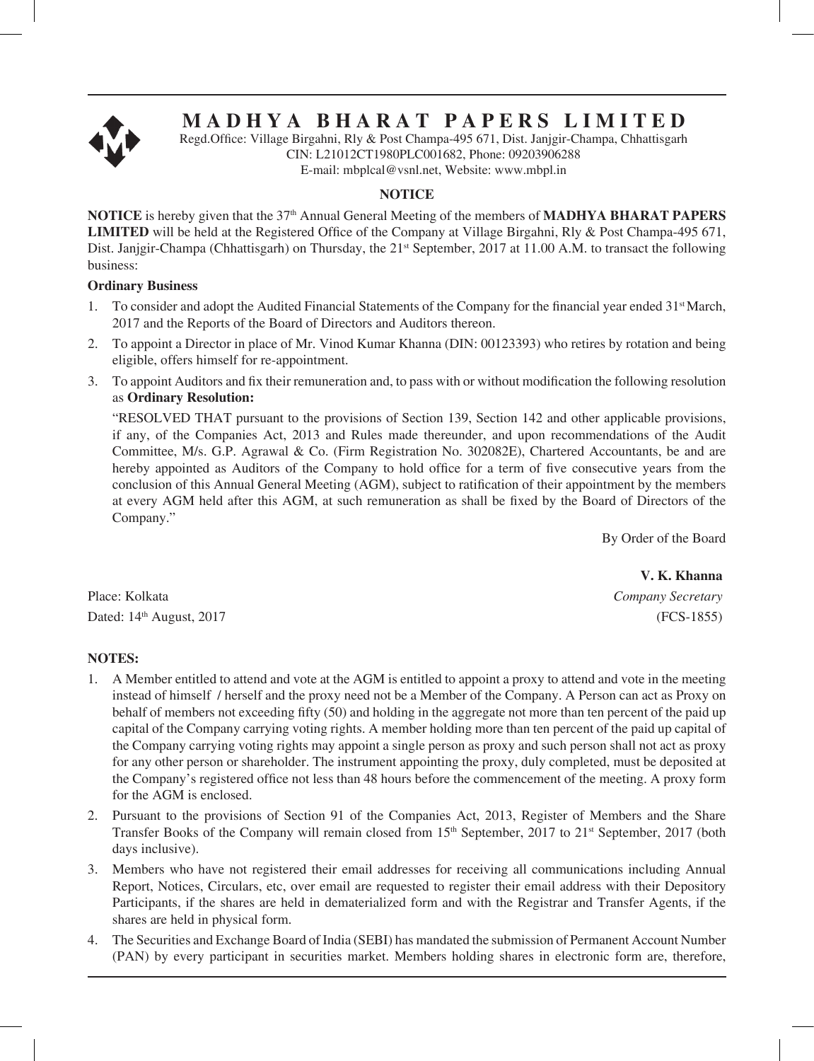# MADHYA BHARAT PAPERS LIMITED

Regd.Office: Village Birgahni, Rly & Post Champa-495 671, Dist. Janjgir-Champa, Chhattisgarh
CIN: L21012CT1980PLC001682, Phone: 09203906288
E-mail: mbplcal@vsnl.net, Website: www.mbpl.in

## NOTICE

**NOTICE** is hereby given that the 37th Annual General Meeting of the members of **MADHYA BHARAT PAPERS LIMITED** will be held at the Registered Office of the Company at Village Birgahni, Rly & Post Champa-495 671, Dist. Janjgir-Champa (Chhattisgarh) on Thursday, the 21st September, 2017 at 11.00 A.M. to transact the following business:

### Ordinary Business

1. To consider and adopt the Audited Financial Statements of the Company for the financial year ended 31st March, 2017 and the Reports of the Board of Directors and Auditors thereon.
2. To appoint a Director in place of Mr. Vinod Kumar Khanna (DIN: 00123393) who retires by rotation and being eligible, offers himself for re-appointment.
3. To appoint Auditors and fix their remuneration and, to pass with or without modification the following resolution as **Ordinary Resolution:**

   "RESOLVED THAT pursuant to the provisions of Section 139, Section 142 and other applicable provisions, if any, of the Companies Act, 2013 and Rules made thereunder, and upon recommendations of the Audit Committee, M/s. G.P. Agrawal & Co. (Firm Registration No. 302082E), Chartered Accountants, be and are hereby appointed as Auditors of the Company to hold office for a term of five consecutive years from the conclusion of this Annual General Meeting (AGM), subject to ratification of their appointment by the members at every AGM held after this AGM, at such remuneration as shall be fixed by the Board of Directors of the Company."

By Order of the Board

**V. K. Khanna**
*Company Secretary*
(FCS-1855)

Place: Kolkata
Dated: 14th August, 2017

### NOTES:

1. A Member entitled to attend and vote at the AGM is entitled to appoint a proxy to attend and vote in the meeting instead of himself / herself and the proxy need not be a Member of the Company. A Person can act as Proxy on behalf of members not exceeding fifty (50) and holding in the aggregate not more than ten percent of the paid up capital of the Company carrying voting rights. A member holding more than ten percent of the paid up capital of the Company carrying voting rights may appoint a single person as proxy and such person shall not act as proxy for any other person or shareholder. The instrument appointing the proxy, duly completed, must be deposited at the Company's registered office not less than 48 hours before the commencement of the meeting. A proxy form for the AGM is enclosed.
2. Pursuant to the provisions of Section 91 of the Companies Act, 2013, Register of Members and the Share Transfer Books of the Company will remain closed from 15th September, 2017 to 21st September, 2017 (both days inclusive).
3. Members who have not registered their email addresses for receiving all communications including Annual Report, Notices, Circulars, etc, over email are requested to register their email address with their Depository Participants, if the shares are held in dematerialized form and with the Registrar and Transfer Agents, if the shares are held in physical form.
4. The Securities and Exchange Board of India (SEBI) has mandated the submission of Permanent Account Number (PAN) by every participant in securities market. Members holding shares in electronic form are, therefore,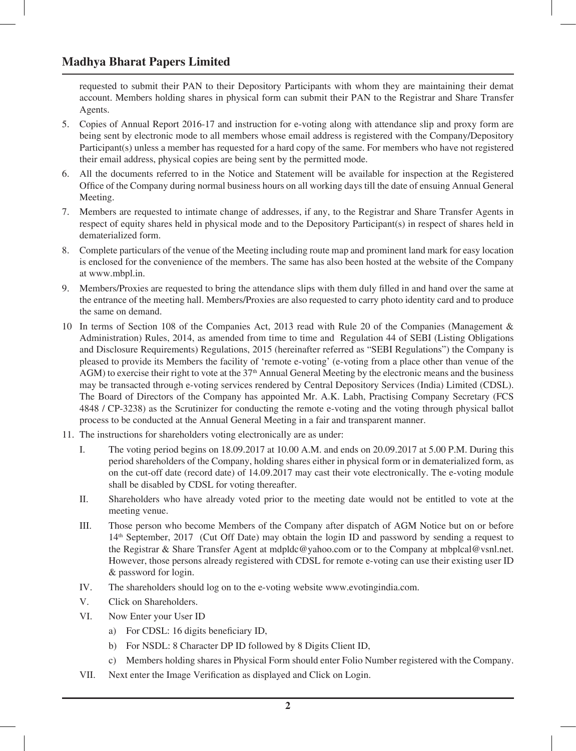requested to submit their PAN to their Depository Participants with whom they are maintaining their demat account. Members holding shares in physical form can submit their PAN to the Registrar and Share Transfer Agents.

5. Copies of Annual Report 2016-17 and instruction for e-voting along with attendance slip and proxy form are being sent by electronic mode to all members whose email address is registered with the Company/Depository Participant(s) unless a member has requested for a hard copy of the same. For members who have not registered their email address, physical copies are being sent by the permitted mode.

6. All the documents referred to in the Notice and Statement will be available for inspection at the Registered Office of the Company during normal business hours on all working days till the date of ensuing Annual General Meeting.

7. Members are requested to intimate change of addresses, if any, to the Registrar and Share Transfer Agents in respect of equity shares held in physical mode and to the Depository Participant(s) in respect of shares held in dematerialized form.

8. Complete particulars of the venue of the Meeting including route map and prominent land mark for easy location is enclosed for the convenience of the members. The same has also been hosted at the website of the Company at www.mbpl.in.

9. Members/Proxies are requested to bring the attendance slips with them duly filled in and hand over the same at the entrance of the meeting hall. Members/Proxies are also requested to carry photo identity card and to produce the same on demand.

10 In terms of Section 108 of the Companies Act, 2013 read with Rule 20 of the Companies (Management & Administration) Rules, 2014, as amended from time to time and Regulation 44 of SEBI (Listing Obligations and Disclosure Requirements) Regulations, 2015 (hereinafter referred as "SEBI Regulations") the Company is pleased to provide its Members the facility of 'remote e-voting' (e-voting from a place other than venue of the AGM) to exercise their right to vote at the 37th Annual General Meeting by the electronic means and the business may be transacted through e-voting services rendered by Central Depository Services (India) Limited (CDSL). The Board of Directors of the Company has appointed Mr. A.K. Labh, Practising Company Secretary (FCS 4848 / CP-3238) as the Scrutinizer for conducting the remote e-voting and the voting through physical ballot process to be conducted at the Annual General Meeting in a fair and transparent manner.

11. The instructions for shareholders voting electronically are as under:

    I. The voting period begins on 18.09.2017 at 10.00 A.M. and ends on 20.09.2017 at 5.00 P.M. During this period shareholders of the Company, holding shares either in physical form or in dematerialized form, as on the cut-off date (record date) of 14.09.2017 may cast their vote electronically. The e-voting module shall be disabled by CDSL for voting thereafter.

    II. Shareholders who have already voted prior to the meeting date would not be entitled to vote at the meeting venue.

    III. Those person who become Members of the Company after dispatch of AGM Notice but on or before 14th September, 2017 (Cut Off Date) may obtain the login ID and password by sending a request to the Registrar & Share Transfer Agent at mdpldc@yahoo.com or to the Company at mbplcal@vsnl.net. However, those persons already registered with CDSL for remote e-voting can use their existing user ID & password for login.

    IV. The shareholders should log on to the e-voting website www.evotingindia.com.

    V. Click on Shareholders.

    VI. Now Enter your User ID

        a) For CDSL: 16 digits beneficiary ID,

        b) For NSDL: 8 Character DP ID followed by 8 Digits Client ID,

        c) Members holding shares in Physical Form should enter Folio Number registered with the Company.

    VII. Next enter the Image Verification as displayed and Click on Login.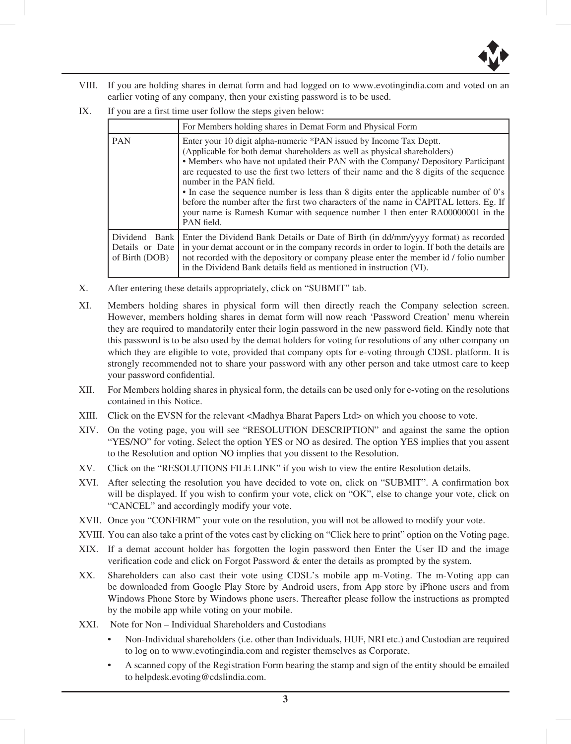VIII. If you are holding shares in demat form and had logged on to www.evotingindia.com and voted on an earlier voting of any company, then your existing password is to be used.

IX. If you are a first time user follow the steps given below:

| | For Members holding shares in Demat Form and Physical Form |
|---|---|
| PAN | Enter your 10 digit alpha-numeric *PAN issued by Income Tax Deptt. (Applicable for both demat shareholders as well as physical shareholders)<br>• Members who have not updated their PAN with the Company/ Depository Participant are requested to use the first two letters of their name and the 8 digits of the sequence number in the PAN field.<br>• In case the sequence number is less than 8 digits enter the applicable number of 0's before the number after the first two characters of the name in CAPITAL letters. Eg. If your name is Ramesh Kumar with sequence number 1 then enter RA00000001 in the PAN field. |
| Dividend Bank Details or Date of Birth (DOB) | Enter the Dividend Bank Details or Date of Birth (in dd/mm/yyyy format) as recorded in your demat account or in the company records in order to login. If both the details are not recorded with the depository or company please enter the member id / folio number in the Dividend Bank details field as mentioned in instruction (VI). |

X. After entering these details appropriately, click on "SUBMIT" tab.

XI. Members holding shares in physical form will then directly reach the Company selection screen. However, members holding shares in demat form will now reach 'Password Creation' menu wherein they are required to mandatorily enter their login password in the new password field. Kindly note that this password is to be also used by the demat holders for voting for resolutions of any other company on which they are eligible to vote, provided that company opts for e-voting through CDSL platform. It is strongly recommended not to share your password with any other person and take utmost care to keep your password confidential.

XII. For Members holding shares in physical form, the details can be used only for e-voting on the resolutions contained in this Notice.

XIII. Click on the EVSN for the relevant <Madhya Bharat Papers Ltd> on which you choose to vote.

XIV. On the voting page, you will see "RESOLUTION DESCRIPTION" and against the same the option "YES/NO" for voting. Select the option YES or NO as desired. The option YES implies that you assent to the Resolution and option NO implies that you dissent to the Resolution.

XV. Click on the "RESOLUTIONS FILE LINK" if you wish to view the entire Resolution details.

XVI. After selecting the resolution you have decided to vote on, click on "SUBMIT". A confirmation box will be displayed. If you wish to confirm your vote, click on "OK", else to change your vote, click on "CANCEL" and accordingly modify your vote.

XVII. Once you "CONFIRM" your vote on the resolution, you will not be allowed to modify your vote.

XVIII. You can also take a print of the votes cast by clicking on "Click here to print" option on the Voting page.

XIX. If a demat account holder has forgotten the login password then Enter the User ID and the image verification code and click on Forgot Password & enter the details as prompted by the system.

XX. Shareholders can also cast their vote using CDSL's mobile app m-Voting. The m-Voting app can be downloaded from Google Play Store by Android users, from App store by iPhone users and from Windows Phone Store by Windows phone users. Thereafter please follow the instructions as prompted by the mobile app while voting on your mobile.

XXI. Note for Non – Individual Shareholders and Custodians

- Non-Individual shareholders (i.e. other than Individuals, HUF, NRI etc.) and Custodian are required to log on to www.evotingindia.com and register themselves as Corporate.
- A scanned copy of the Registration Form bearing the stamp and sign of the entity should be emailed to helpdesk.evoting@cdslindia.com.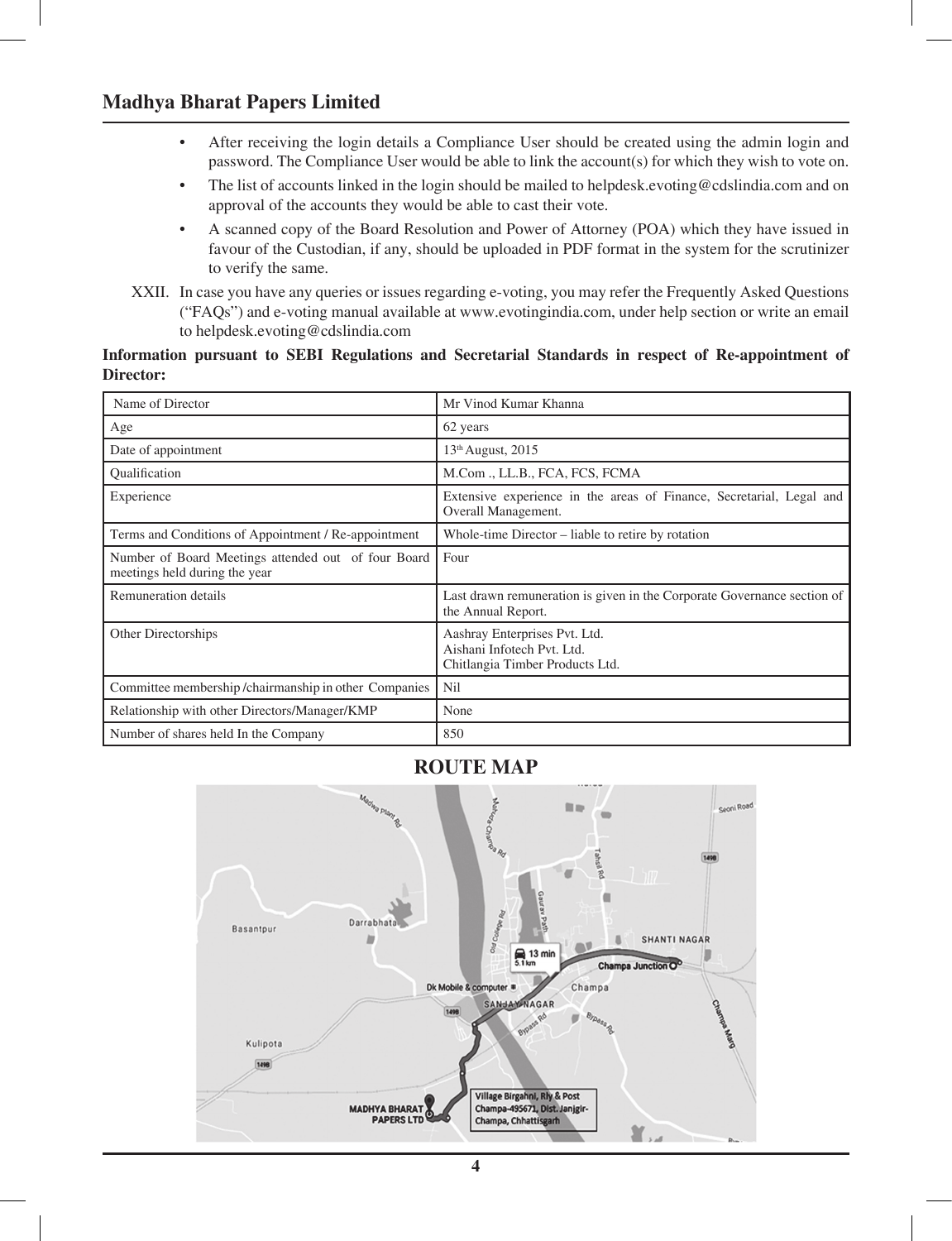- After receiving the login details a Compliance User should be created using the admin login and password. The Compliance User would be able to link the account(s) for which they wish to vote on.
- The list of accounts linked in the login should be mailed to helpdesk.evoting@cdslindia.com and on approval of the accounts they would be able to cast their vote.
- A scanned copy of the Board Resolution and Power of Attorney (POA) which they have issued in favour of the Custodian, if any, should be uploaded in PDF format in the system for the scrutinizer to verify the same.

XXII. In case you have any queries or issues regarding e-voting, you may refer the Frequently Asked Questions ("FAQs") and e-voting manual available at www.evotingindia.com, under help section or write an email to helpdesk.evoting@cdslindia.com

**Information pursuant to SEBI Regulations and Secretarial Standards in respect of Re-appointment of Director:**

| Name of Director | Mr Vinod Kumar Khanna |
|---|---|
| Age | 62 years |
| Date of appointment | 13th August, 2015 |
| Qualification | M.Com ., LL.B., FCA, FCS, FCMA |
| Experience | Extensive experience in the areas of Finance, Secretarial, Legal and Overall Management. |
| Terms and Conditions of Appointment / Re-appointment | Whole-time Director – liable to retire by rotation |
| Number of Board Meetings attended out of four Board meetings held during the year | Four |
| Remuneration details | Last drawn remuneration is given in the Corporate Governance section of the Annual Report. |
| Other Directorships | Aashray Enterprises Pvt. Ltd.<br>Aishani Infotech Pvt. Ltd.<br>Chitlangia Timber Products Ltd. |
| Committee membership /chairmanship in other Companies | Nil |
| Relationship with other Directors/Manager/KMP | None |
| Number of shares held In the Company | 850 |

## ROUTE MAP

Village Birgahni, Rly & Post Champa-495671, Dist. Janjgir-Champa, Chhattisgarh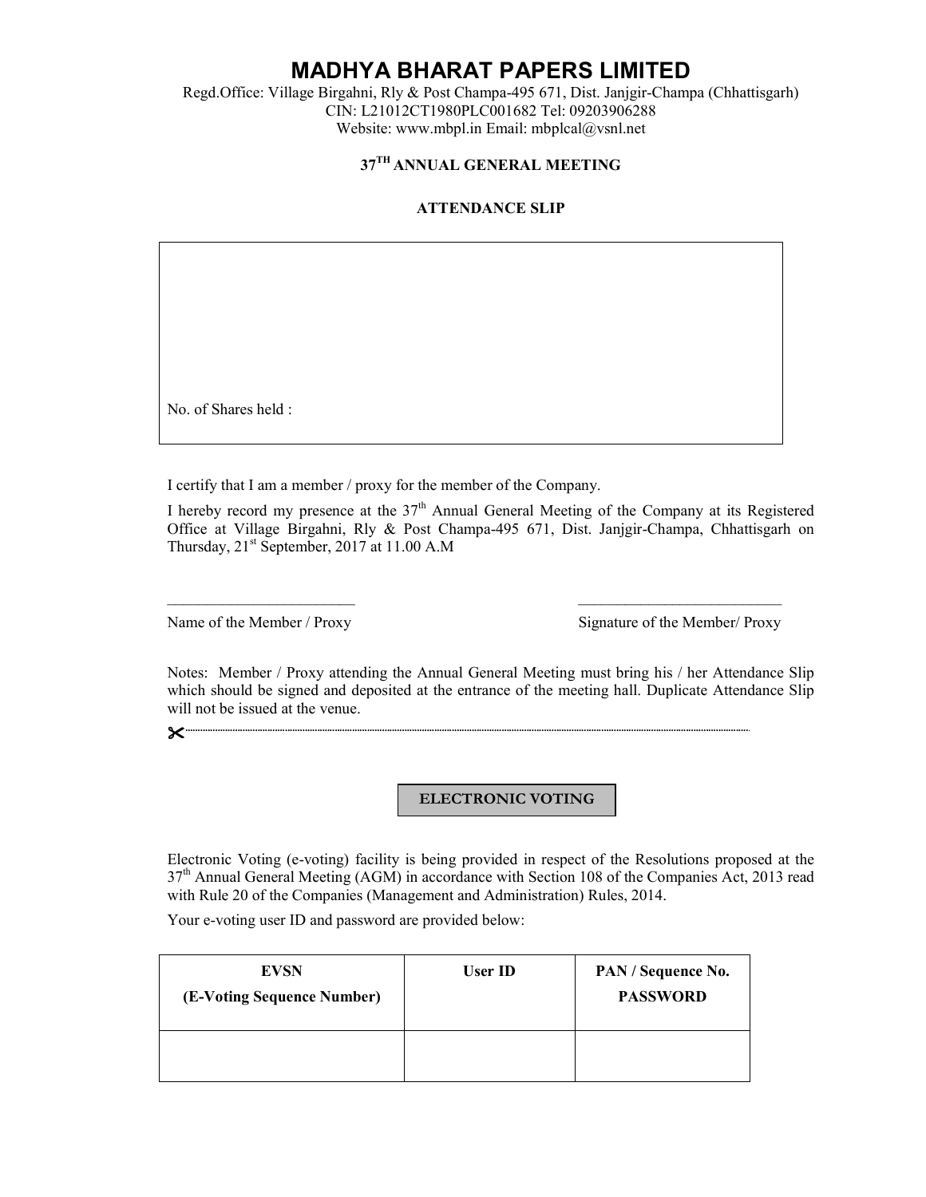# MADHYA BHARAT PAPERS LIMITED

Regd.Office: Village Birgahni, Rly & Post Champa-495 671, Dist. Janjgir-Champa (Chhattisgarh)
CIN: L21012CT1980PLC001682 Tel: 09203906288
Website: www.mbpl.in Email: mbplcal@vsnl.net

## 37TH ANNUAL GENERAL MEETING

### ATTENDANCE SLIP

No. of Shares held :

I certify that I am a member / proxy for the member of the Company.

I hereby record my presence at the 37th Annual General Meeting of the Company at its Registered Office at Village Birgahni, Rly & Post Champa-495 671, Dist. Janjgir-Champa, Chhattisgarh on Thursday, 21st September, 2017 at 11.00 A.M

\_\_\_\_\_\_\_\_\_\_\_\_\_\_\_\_\_\_\_\_\_\_\_\_ \_\_\_\_\_\_\_\_\_\_\_\_\_\_\_\_\_\_\_\_\_\_\_\_

Name of the Member / Proxy Signature of the Member/ Proxy

Notes: Member / Proxy attending the Annual General Meeting must bring his / her Attendance Slip which should be signed and deposited at the entrance of the meeting hall. Duplicate Attendance Slip will not be issued at the venue.

✂-----------------------------------------------------------------------------------------------------------

### ELECTRONIC VOTING

Electronic Voting (e-voting) facility is being provided in respect of the Resolutions proposed at the 37th Annual General Meeting (AGM) in accordance with Section 108 of the Companies Act, 2013 read with Rule 20 of the Companies (Management and Administration) Rules, 2014.

Your e-voting user ID and password are provided below:

| EVSN (E-Voting Sequence Number) | User ID | PAN / Sequence No. PASSWORD |
|---|---|---|
| | | |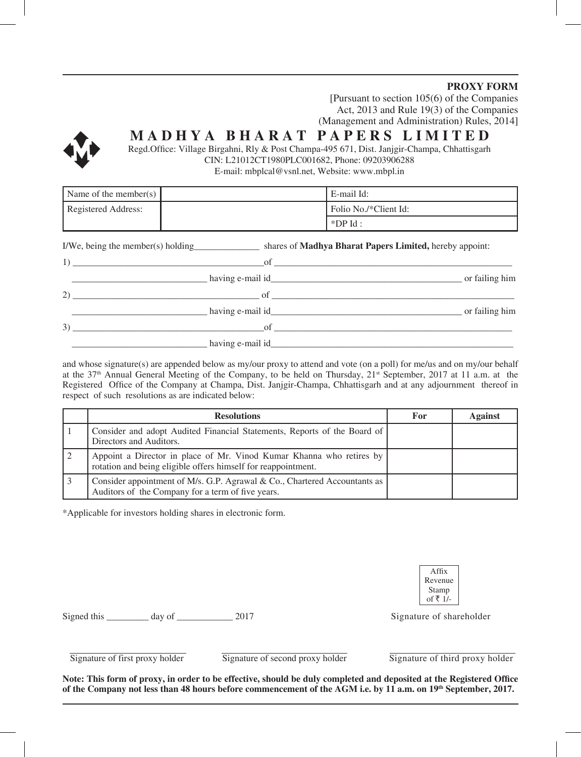**PROXY FORM**

[Pursuant to section 105(6) of the Companies Act, 2013 and Rule 19(3) of the Companies (Management and Administration) Rules, 2014]

# MADHYA BHARAT PAPERS LIMITED

Regd.Office: Village Birgahni, Rly & Post Champa-495 671, Dist. Janjgir-Champa, Chhattisgarh
CIN: L21012CT1980PLC001682, Phone: 09203906288
E-mail: mbplcal@vsnl.net, Website: www.mbpl.in

| | | |
|---|---|---|
| Name of the member(s) | | E-mail Id: |
| Registered Address: | | Folio No./*Client Id: |
| | | *DP Id : |

I/We, being the member(s) holding______________ shares of **Madhya Bharat Papers Limited,** hereby appoint:

1) ________________________________________of ____________________________________________________

_____________________________ having e-mail id_________________________________________ or failing him

2) ________________________________________ of ____________________________________________________

_____________________________ having e-mail id_________________________________________ or failing him

3) ________________________________________of ____________________________________________________

_____________________________ having e-mail id______________________________________________________

and whose signature(s) are appended below as my/our proxy to attend and vote (on a poll) for me/us and on my/our behalf at the 37th Annual General Meeting of the Company, to be held on Thursday, 21st September, 2017 at 11 a.m. at the Registered Office of the Company at Champa, Dist. Janjgir-Champa, Chhattisgarh and at any adjournment thereof in respect of such resolutions as are indicated below:

| | Resolutions | For | Against |
|---|---|---|---|
| 1 | Consider and adopt Audited Financial Statements, Reports of the Board of Directors and Auditors. | | |
| 2 | Appoint a Director in place of Mr. Vinod Kumar Khanna who retires by rotation and being eligible offers himself for reappointment. | | |
| 3 | Consider appointment of M/s. G.P. Agrawal & Co., Chartered Accountants as Auditors of the Company for a term of five years. | | |

*Applicable for investors holding shares in electronic form.

Affix Revenue Stamp of ₹ 1/-

Signed this _________ day of ____________ 2017

Signature of shareholder

Signature of first proxy holder

Signature of second proxy holder

Signature of third proxy holder

**Note: This form of proxy, in order to be effective, should be duly completed and deposited at the Registered Office of the Company not less than 48 hours before commencement of the AGM i.e. by 11 a.m. on 19th September, 2017.**